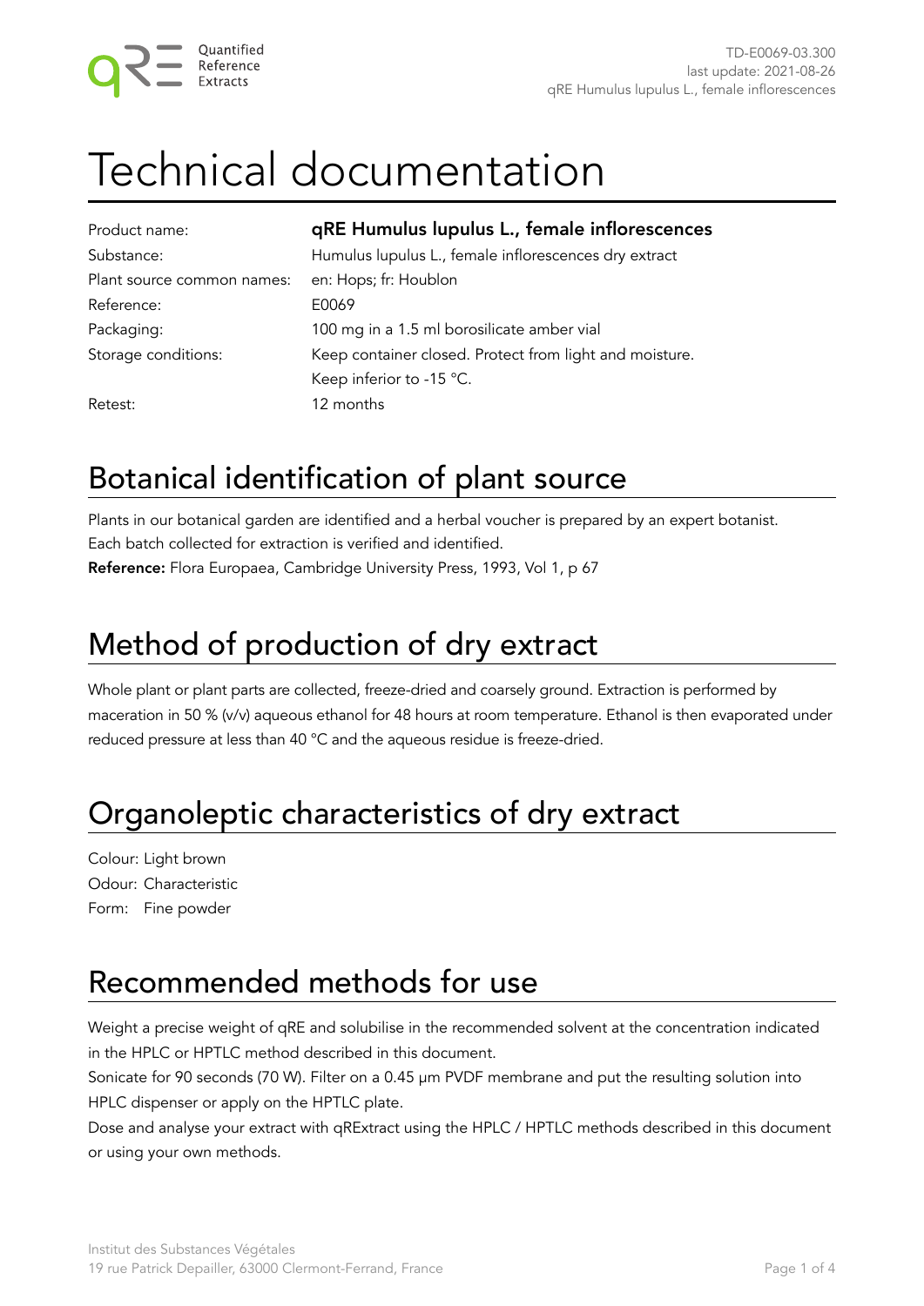# Technical documentation

| | |
|---|---|
| Product name: | **qRE Humulus lupulus L., female inflorescences** |
| Substance: | Humulus lupulus L., female inflorescences dry extract |
| Plant source common names: | en: Hops; fr: Houblon |
| Reference: | E0069 |
| Packaging: | 100 mg in a 1.5 ml borosilicate amber vial |
| Storage conditions: | Keep container closed. Protect from light and moisture. Keep inferior to -15 °C. |
| Retest: | 12 months |

## Botanical identification of plant source

Plants in our botanical garden are identified and a herbal voucher is prepared by an expert botanist. Each batch collected for extraction is verified and identified.
**Reference:** Flora Europaea, Cambridge University Press, 1993, Vol 1, p 67

## Method of production of dry extract

Whole plant or plant parts are collected, freeze-dried and coarsely ground. Extraction is performed by maceration in 50 % (v/v) aqueous ethanol for 48 hours at room temperature. Ethanol is then evaporated under reduced pressure at less than 40 °C and the aqueous residue is freeze-dried.

## Organoleptic characteristics of dry extract

Colour: Light brown
Odour: Characteristic
Form: Fine powder

## Recommended methods for use

Weight a precise weight of qRE and solubilise in the recommended solvent at the concentration indicated in the HPLC or HPTLC method described in this document.
Sonicate for 90 seconds (70 W). Filter on a 0.45 µm PVDF membrane and put the resulting solution into HPLC dispenser or apply on the HPTLC plate.
Dose and analyse your extract with qRExtract using the HPLC / HPTLC methods described in this document or using your own methods.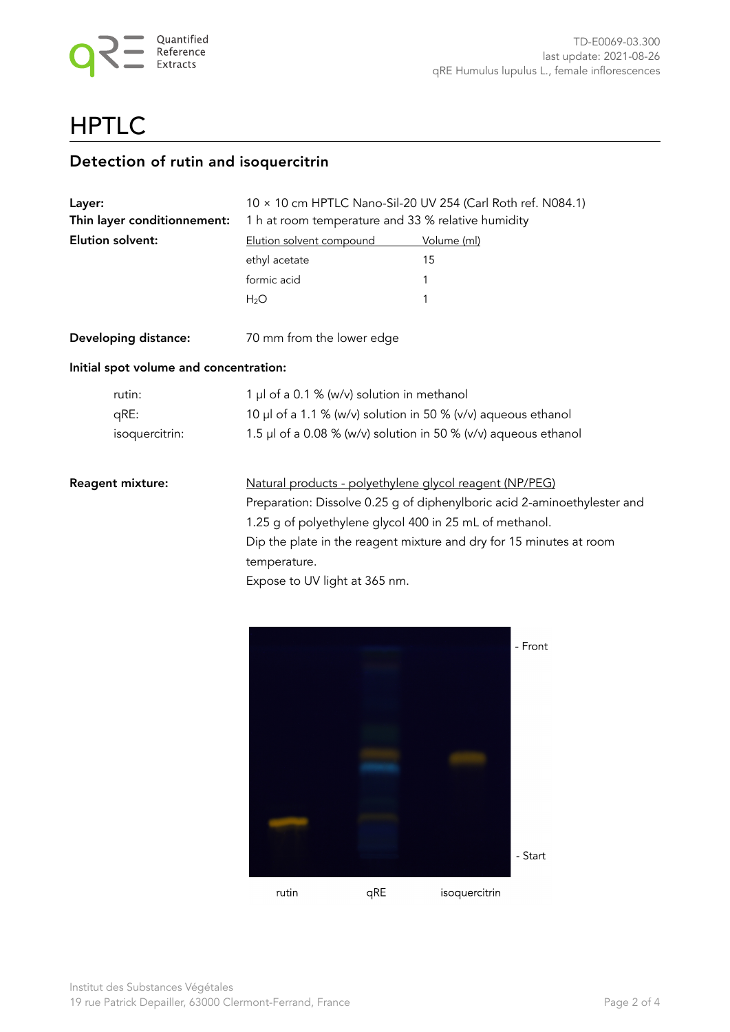# HPTLC

## Detection of rutin and isoquercitrin

**Layer:** 10 × 10 cm HPTLC Nano-Sil-20 UV 254 (Carl Roth ref. N084.1)

**Thin layer conditionnement:** 1 h at room temperature and 33 % relative humidity

**Elution solvent:**

| Elution solvent compound | Volume (ml) |
|---|---|
| ethyl acetate | 15 |
| formic acid | 1 |
| $H_2O$ | 1 |

**Developing distance:** 70 mm from the lower edge

**Initial spot volume and concentration:**

| | |
|---|---|
| rutin: | 1 µl of a 0.1 % (w/v) solution in methanol |
| qRE: | 10 µl of a 1.1 % (w/v) solution in 50 % (v/v) aqueous ethanol |
| isoquercitrin: | 1.5 µl of a 0.08 % (w/v) solution in 50 % (v/v) aqueous ethanol |

**Reagent mixture:** Natural products - polyethylene glycol reagent (NP/PEG)

Preparation: Dissolve 0.25 g of diphenylboric acid 2-aminoethylester and 1.25 g of polyethylene glycol 400 in 25 mL of methanol.

Dip the plate in the reagent mixture and dry for 15 minutes at room temperature.

Expose to UV light at 365 nm.

- Front

- Start

rutin qRE isoquercitrin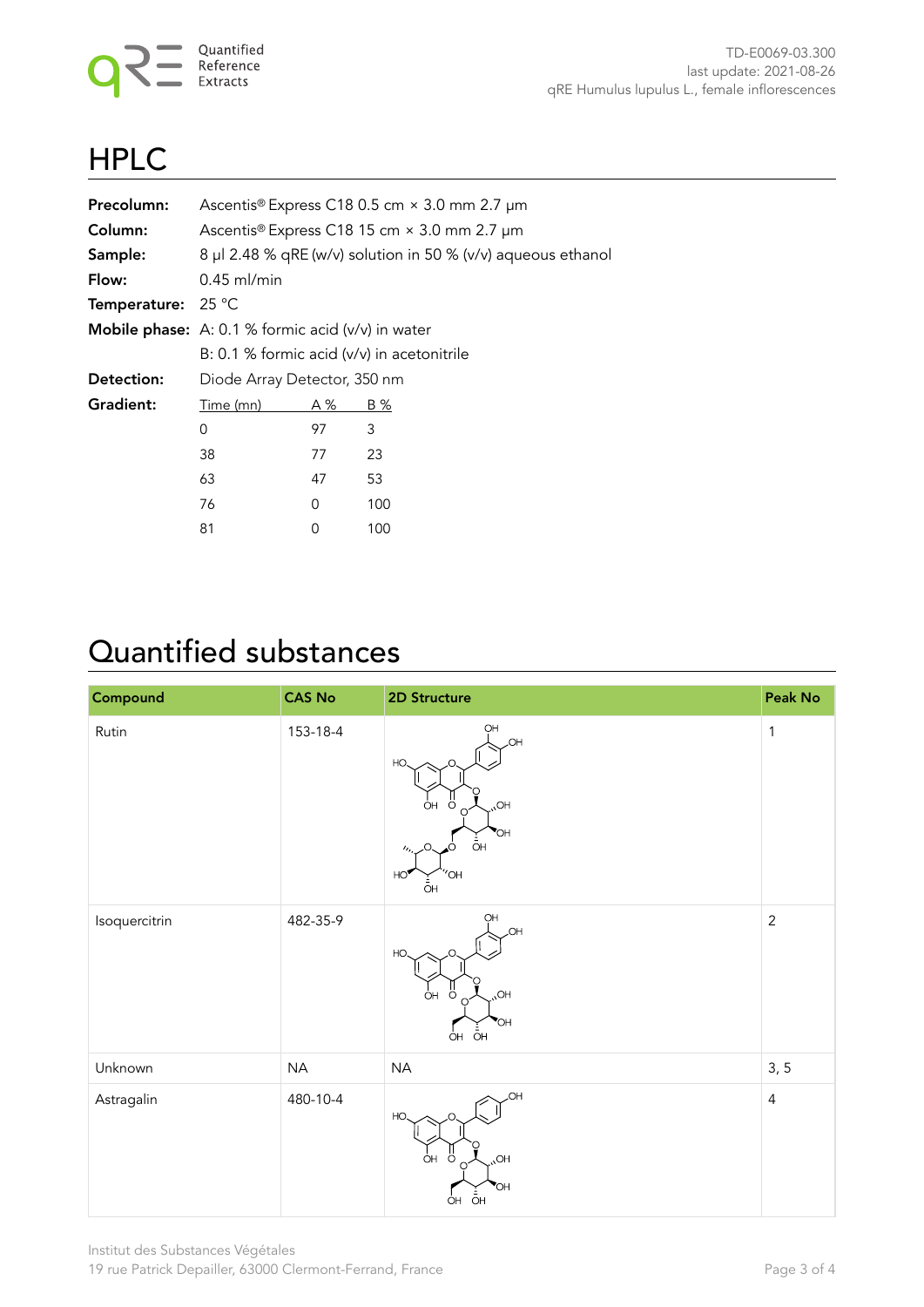# HPLC

**Precolumn:** Ascentis® Express C18 0.5 cm × 3.0 mm 2.7 µm

**Column:** Ascentis® Express C18 15 cm × 3.0 mm 2.7 µm

**Sample:** 8 µl 2.48 % qRE (w/v) solution in 50 % (v/v) aqueous ethanol

**Flow:** 0.45 ml/min

**Temperature:** 25 °C

**Mobile phase:** A: 0.1 % formic acid (v/v) in water

B: 0.1 % formic acid (v/v) in acetonitrile

**Detection:** Diode Array Detector, 350 nm

**Gradient:**

| Time (mn) | A % | B % |
|---|---|---|
| 0 | 97 | 3 |
| 38 | 77 | 23 |
| 63 | 47 | 53 |
| 76 | 0 | 100 |
| 81 | 0 | 100 |

# Quantified substances

| Compound | CAS No | 2D Structure | Peak No |
|---|---|---|---|
| Rutin | 153-18-4 | | 1 |
| Isoquercitrin | 482-35-9 | | 2 |
| Unknown | NA | NA | 3, 5 |
| Astragalin | 480-10-4 | | 4 |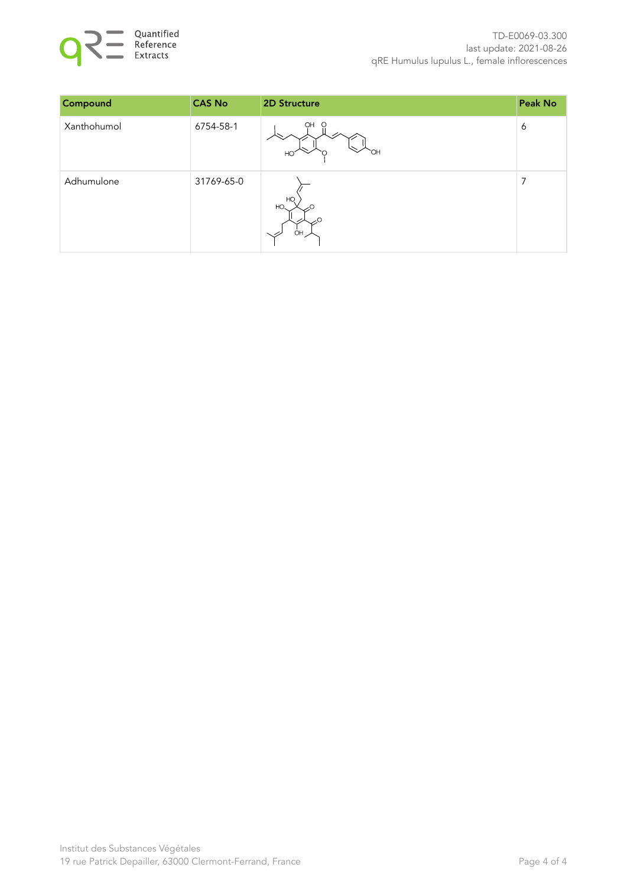| Compound | CAS No | 2D Structure | Peak No |
| --- | --- | --- | --- |
| Xanthohumol | 6754-58-1 | | 6 |
| Adhumulone | 31769-65-0 | | 7 |